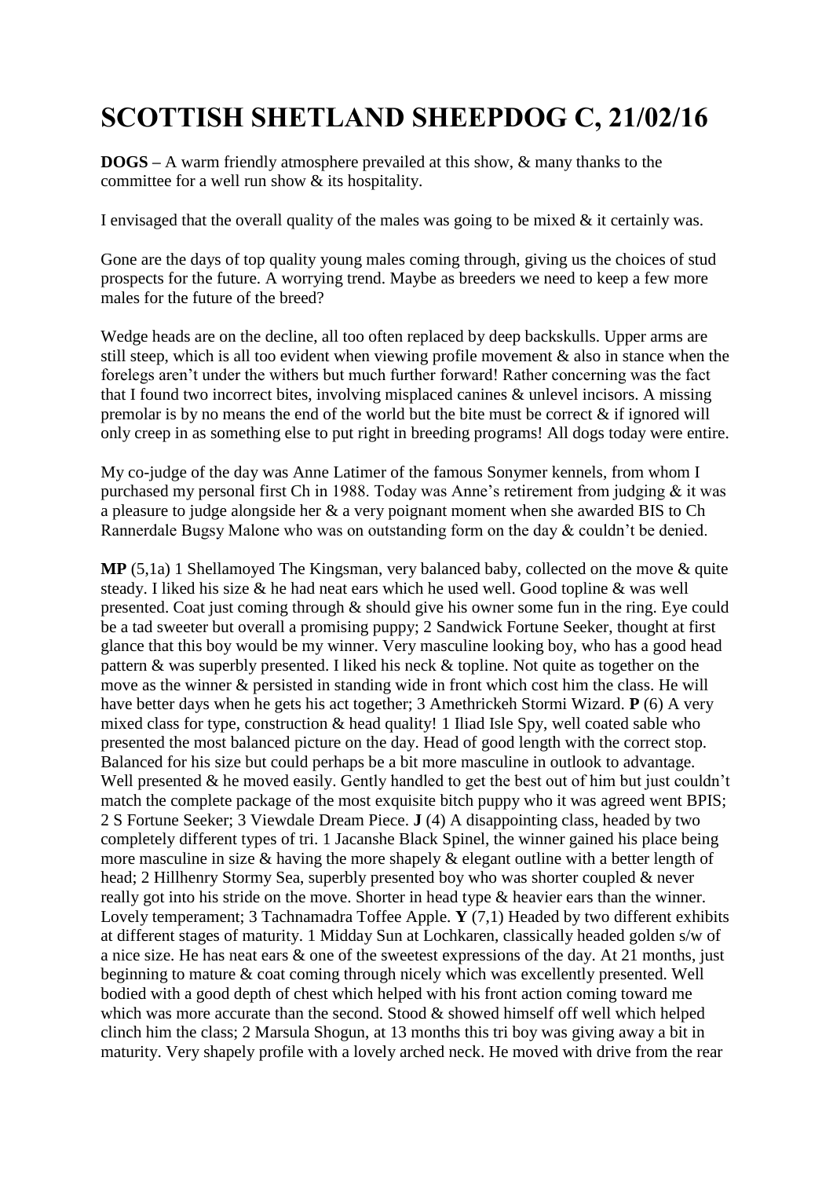# SCOTTISH SHETLAND SHEEPDOG C, 21/02/16

**DOGS –** A warm friendly atmosphere prevailed at this show, & many thanks to the committee for a well run show & its hospitality.

I envisaged that the overall quality of the males was going to be mixed & it certainly was.

Gone are the days of top quality young males coming through, giving us the choices of stud prospects for the future. A worrying trend. Maybe as breeders we need to keep a few more males for the future of the breed?

Wedge heads are on the decline, all too often replaced by deep backskulls. Upper arms are still steep, which is all too evident when viewing profile movement & also in stance when the forelegs aren't under the withers but much further forward! Rather concerning was the fact that I found two incorrect bites, involving misplaced canines & unlevel incisors. A missing premolar is by no means the end of the world but the bite must be correct & if ignored will only creep in as something else to put right in breeding programs! All dogs today were entire.

My co-judge of the day was Anne Latimer of the famous Sonymer kennels, from whom I purchased my personal first Ch in 1988. Today was Anne's retirement from judging & it was a pleasure to judge alongside her & a very poignant moment when she awarded BIS to Ch Rannerdale Bugsy Malone who was on outstanding form on the day & couldn't be denied.

**MP** (5,1a) 1 Shellamoyed The Kingsman, very balanced baby, collected on the move & quite steady. I liked his size & he had neat ears which he used well. Good topline & was well presented. Coat just coming through & should give his owner some fun in the ring. Eye could be a tad sweeter but overall a promising puppy; 2 Sandwick Fortune Seeker, thought at first glance that this boy would be my winner. Very masculine looking boy, who has a good head pattern & was superbly presented. I liked his neck & topline. Not quite as together on the move as the winner & persisted in standing wide in front which cost him the class. He will have better days when he gets his act together; 3 Amethrickeh Stormi Wizard. **P** (6) A very mixed class for type, construction & head quality! 1 Iliad Isle Spy, well coated sable who presented the most balanced picture on the day. Head of good length with the correct stop. Balanced for his size but could perhaps be a bit more masculine in outlook to advantage. Well presented & he moved easily. Gently handled to get the best out of him but just couldn't match the complete package of the most exquisite bitch puppy who it was agreed went BPIS; 2 S Fortune Seeker; 3 Viewdale Dream Piece. **J** (4) A disappointing class, headed by two completely different types of tri. 1 Jacanshe Black Spinel, the winner gained his place being more masculine in size & having the more shapely & elegant outline with a better length of head; 2 Hillhenry Stormy Sea, superbly presented boy who was shorter coupled & never really got into his stride on the move. Shorter in head type & heavier ears than the winner. Lovely temperament; 3 Tachnamadra Toffee Apple. **Y** (7,1) Headed by two different exhibits at different stages of maturity. 1 Midday Sun at Lochkaren, classically headed golden s/w of a nice size. He has neat ears & one of the sweetest expressions of the day. At 21 months, just beginning to mature & coat coming through nicely which was excellently presented. Well bodied with a good depth of chest which helped with his front action coming toward me which was more accurate than the second. Stood & showed himself off well which helped clinch him the class; 2 Marsula Shogun, at 13 months this tri boy was giving away a bit in maturity. Very shapely profile with a lovely arched neck. He moved with drive from the rear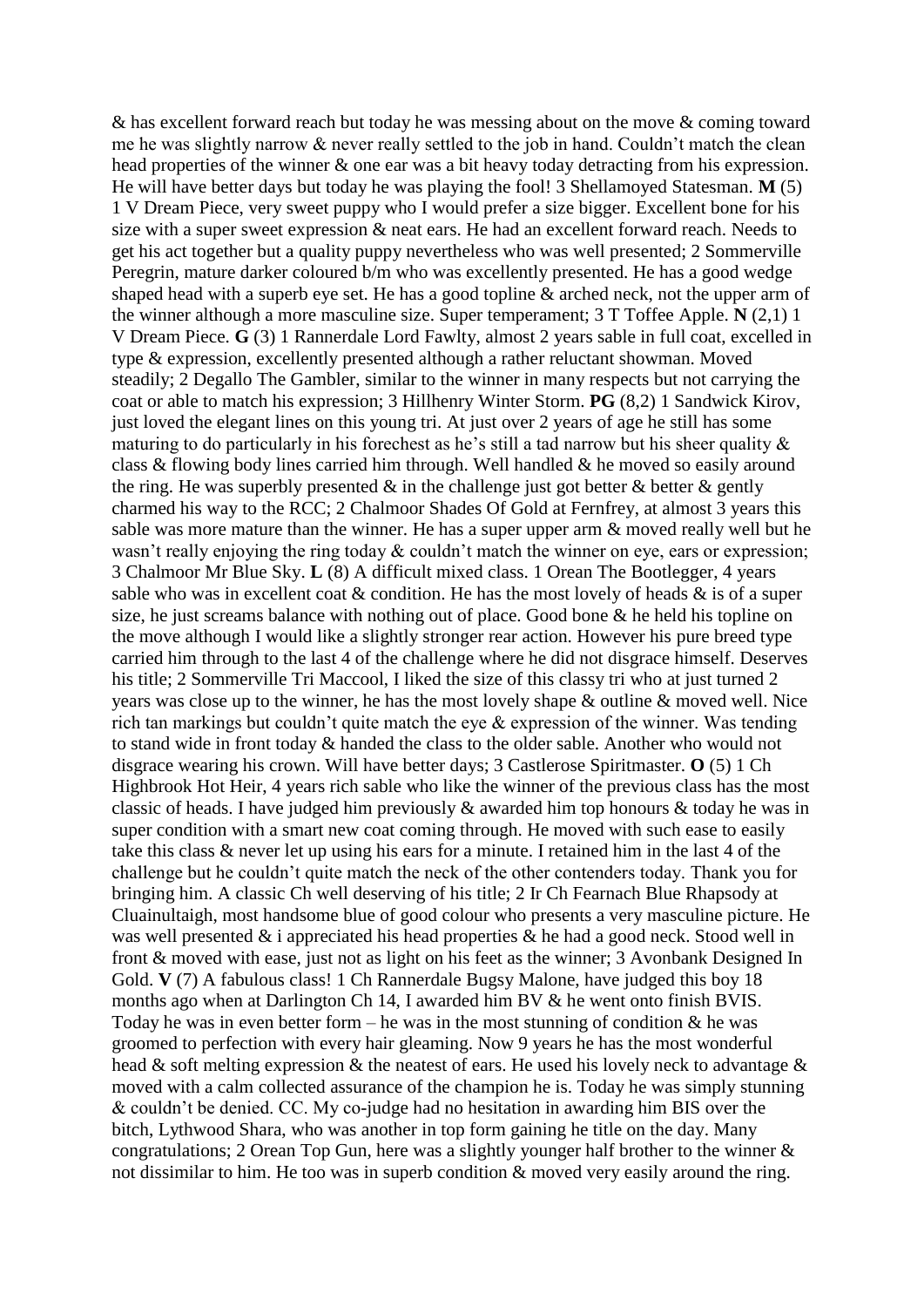& has excellent forward reach but today he was messing about on the move & coming toward me he was slightly narrow & never really settled to the job in hand. Couldn't match the clean head properties of the winner & one ear was a bit heavy today detracting from his expression. He will have better days but today he was playing the fool! 3 Shellamoyed Statesman. **M** (5) 1 V Dream Piece, very sweet puppy who I would prefer a size bigger. Excellent bone for his size with a super sweet expression & neat ears. He had an excellent forward reach. Needs to get his act together but a quality puppy nevertheless who was well presented; 2 Sommerville Peregrin, mature darker coloured b/m who was excellently presented. He has a good wedge shaped head with a superb eye set. He has a good topline & arched neck, not the upper arm of the winner although a more masculine size. Super temperament; 3 T Toffee Apple. **N** (2,1) 1 V Dream Piece. **G** (3) 1 Rannerdale Lord Fawlty, almost 2 years sable in full coat, excelled in type & expression, excellently presented although a rather reluctant showman. Moved steadily; 2 Degallo The Gambler, similar to the winner in many respects but not carrying the coat or able to match his expression; 3 Hillhenry Winter Storm. **PG** (8,2) 1 Sandwick Kirov, just loved the elegant lines on this young tri. At just over 2 years of age he still has some maturing to do particularly in his forechest as he's still a tad narrow but his sheer quality & class & flowing body lines carried him through. Well handled & he moved so easily around the ring. He was superbly presented & in the challenge just got better & better & gently charmed his way to the RCC; 2 Chalmoor Shades Of Gold at Fernfrey, at almost 3 years this sable was more mature than the winner. He has a super upper arm & moved really well but he wasn't really enjoying the ring today & couldn't match the winner on eye, ears or expression; 3 Chalmoor Mr Blue Sky. **L** (8) A difficult mixed class. 1 Orean The Bootlegger, 4 years sable who was in excellent coat & condition. He has the most lovely of heads & is of a super size, he just screams balance with nothing out of place. Good bone & he held his topline on the move although I would like a slightly stronger rear action. However his pure breed type carried him through to the last 4 of the challenge where he did not disgrace himself. Deserves his title; 2 Sommerville Tri Maccool, I liked the size of this classy tri who at just turned 2 years was close up to the winner, he has the most lovely shape & outline & moved well. Nice rich tan markings but couldn't quite match the eye & expression of the winner. Was tending to stand wide in front today & handed the class to the older sable. Another who would not disgrace wearing his crown. Will have better days; 3 Castlerose Spiritmaster. **O** (5) 1 Ch Highbrook Hot Heir, 4 years rich sable who like the winner of the previous class has the most classic of heads. I have judged him previously & awarded him top honours & today he was in super condition with a smart new coat coming through. He moved with such ease to easily take this class & never let up using his ears for a minute. I retained him in the last 4 of the challenge but he couldn't quite match the neck of the other contenders today. Thank you for bringing him. A classic Ch well deserving of his title; 2 Ir Ch Fearnach Blue Rhapsody at Cluainultaigh, most handsome blue of good colour who presents a very masculine picture. He was well presented & i appreciated his head properties & he had a good neck. Stood well in front & moved with ease, just not as light on his feet as the winner; 3 Avonbank Designed In Gold. **V** (7) A fabulous class! 1 Ch Rannerdale Bugsy Malone, have judged this boy 18 months ago when at Darlington Ch 14, I awarded him BV & he went onto finish BVIS. Today he was in even better form – he was in the most stunning of condition & he was groomed to perfection with every hair gleaming. Now 9 years he has the most wonderful head & soft melting expression & the neatest of ears. He used his lovely neck to advantage & moved with a calm collected assurance of the champion he is. Today he was simply stunning & couldn't be denied. CC. My co-judge had no hesitation in awarding him BIS over the bitch, Lythwood Shara, who was another in top form gaining he title on the day. Many congratulations; 2 Orean Top Gun, here was a slightly younger half brother to the winner & not dissimilar to him. He too was in superb condition & moved very easily around the ring.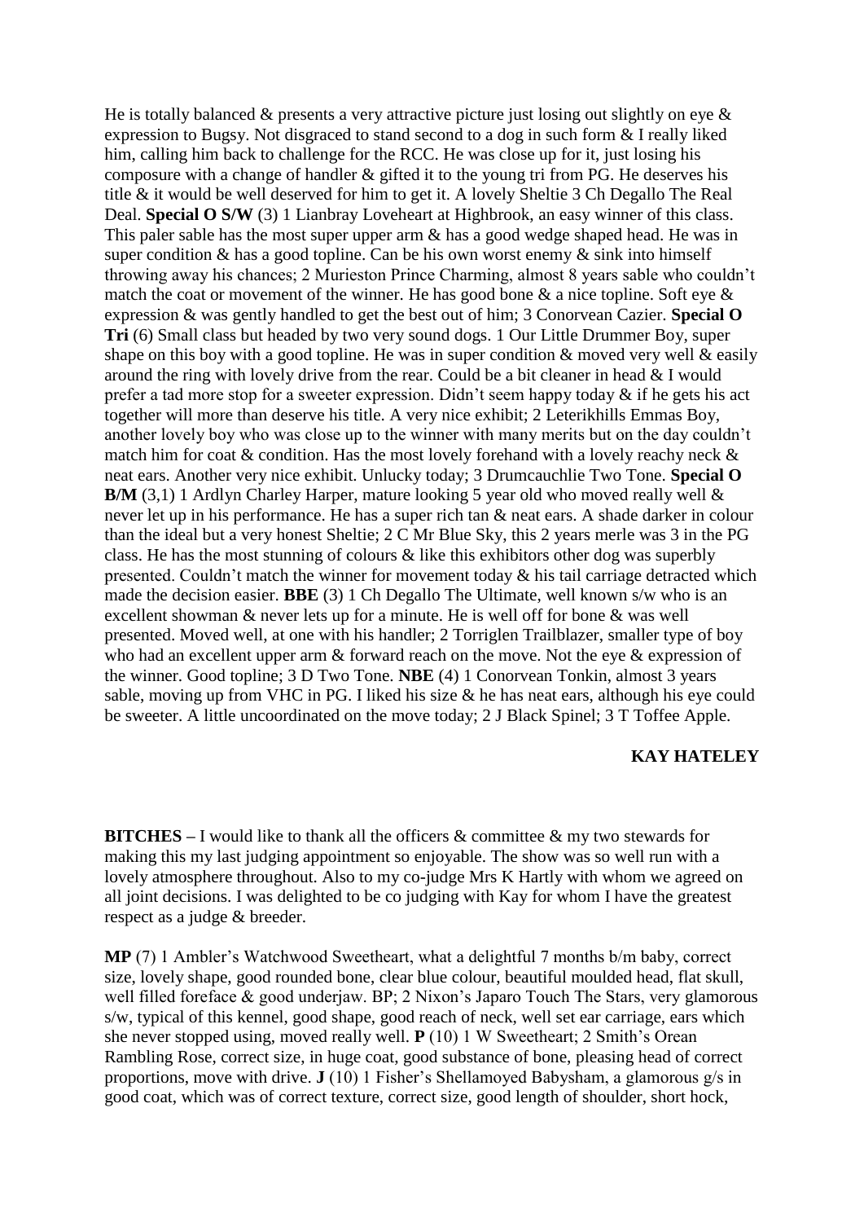He is totally balanced & presents a very attractive picture just losing out slightly on eye & expression to Bugsy. Not disgraced to stand second to a dog in such form & I really liked him, calling him back to challenge for the RCC. He was close up for it, just losing his composure with a change of handler & gifted it to the young tri from PG. He deserves his title & it would be well deserved for him to get it. A lovely Sheltie 3 Ch Degallo The Real Deal. **Special O S/W** (3) 1 Lianbray Loveheart at Highbrook, an easy winner of this class. This paler sable has the most super upper arm & has a good wedge shaped head. He was in super condition & has a good topline. Can be his own worst enemy & sink into himself throwing away his chances; 2 Murieston Prince Charming, almost 8 years sable who couldn't match the coat or movement of the winner. He has good bone & a nice topline. Soft eye & expression & was gently handled to get the best out of him; 3 Conorvean Cazier. **Special O Tri** (6) Small class but headed by two very sound dogs. 1 Our Little Drummer Boy, super shape on this boy with a good topline. He was in super condition & moved very well & easily around the ring with lovely drive from the rear. Could be a bit cleaner in head & I would prefer a tad more stop for a sweeter expression. Didn't seem happy today & if he gets his act together will more than deserve his title. A very nice exhibit; 2 Leterikhills Emmas Boy, another lovely boy who was close up to the winner with many merits but on the day couldn't match him for coat & condition. Has the most lovely forehand with a lovely reachy neck & neat ears. Another very nice exhibit. Unlucky today; 3 Drumcauchlie Two Tone. **Special O B/M** (3,1) 1 Ardlyn Charley Harper, mature looking 5 year old who moved really well & never let up in his performance. He has a super rich tan & neat ears. A shade darker in colour than the ideal but a very honest Sheltie; 2 C Mr Blue Sky, this 2 years merle was 3 in the PG class. He has the most stunning of colours & like this exhibitors other dog was superbly presented. Couldn't match the winner for movement today & his tail carriage detracted which made the decision easier. **BBE** (3) 1 Ch Degallo The Ultimate, well known s/w who is an excellent showman & never lets up for a minute. He is well off for bone & was well presented. Moved well, at one with his handler; 2 Torriglen Trailblazer, smaller type of boy who had an excellent upper arm & forward reach on the move. Not the eye & expression of the winner. Good topline; 3 D Two Tone. **NBE** (4) 1 Conorvean Tonkin, almost 3 years sable, moving up from VHC in PG. I liked his size & he has neat ears, although his eye could be sweeter. A little uncoordinated on the move today; 2 J Black Spinel; 3 T Toffee Apple.

**KAY HATELEY**

**BITCHES –** I would like to thank all the officers & committee & my two stewards for making this my last judging appointment so enjoyable. The show was so well run with a lovely atmosphere throughout. Also to my co-judge Mrs K Hartly with whom we agreed on all joint decisions. I was delighted to be co judging with Kay for whom I have the greatest respect as a judge & breeder.

**MP** (7) 1 Ambler's Watchwood Sweetheart, what a delightful 7 months b/m baby, correct size, lovely shape, good rounded bone, clear blue colour, beautiful moulded head, flat skull, well filled foreface & good underjaw. BP; 2 Nixon's Japaro Touch The Stars, very glamorous s/w, typical of this kennel, good shape, good reach of neck, well set ear carriage, ears which she never stopped using, moved really well. **P** (10) 1 W Sweetheart; 2 Smith's Orean Rambling Rose, correct size, in huge coat, good substance of bone, pleasing head of correct proportions, move with drive. **J** (10) 1 Fisher's Shellamoyed Babysham, a glamorous g/s in good coat, which was of correct texture, correct size, good length of shoulder, short hock,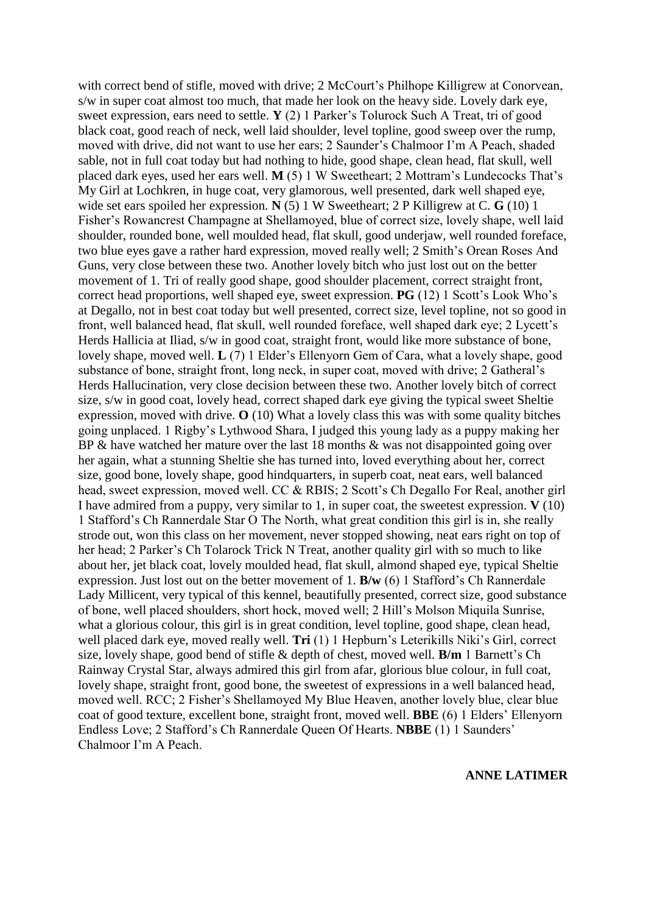with correct bend of stifle, moved with drive; 2 McCourt's Philhope Killigrew at Conorvean, s/w in super coat almost too much, that made her look on the heavy side. Lovely dark eye, sweet expression, ears need to settle. **Y** (2) 1 Parker's Tolurock Such A Treat, tri of good black coat, good reach of neck, well laid shoulder, level topline, good sweep over the rump, moved with drive, did not want to use her ears; 2 Saunder's Chalmoor I'm A Peach, shaded sable, not in full coat today but had nothing to hide, good shape, clean head, flat skull, well placed dark eyes, used her ears well. **M** (5) 1 W Sweetheart; 2 Mottram's Lundecocks That's My Girl at Lochkren, in huge coat, very glamorous, well presented, dark well shaped eye, wide set ears spoiled her expression. **N** (5) 1 W Sweetheart; 2 P Killigrew at C. **G** (10) 1 Fisher's Rowancrest Champagne at Shellamoyed, blue of correct size, lovely shape, well laid shoulder, rounded bone, well moulded head, flat skull, good underjaw, well rounded foreface, two blue eyes gave a rather hard expression, moved really well; 2 Smith's Orean Roses And Guns, very close between these two. Another lovely bitch who just lost out on the better movement of 1. Tri of really good shape, good shoulder placement, correct straight front, correct head proportions, well shaped eye, sweet expression. **PG** (12) 1 Scott's Look Who's at Degallo, not in best coat today but well presented, correct size, level topline, not so good in front, well balanced head, flat skull, well rounded foreface, well shaped dark eye; 2 Lycett's Herds Hallicia at Iliad, s/w in good coat, straight front, would like more substance of bone, lovely shape, moved well. **L** (7) 1 Elder's Ellenyorn Gem of Cara, what a lovely shape, good substance of bone, straight front, long neck, in super coat, moved with drive; 2 Gatheral's Herds Hallucination, very close decision between these two. Another lovely bitch of correct size, s/w in good coat, lovely head, correct shaped dark eye giving the typical sweet Sheltie expression, moved with drive. **O** (10) What a lovely class this was with some quality bitches going unplaced. 1 Rigby's Lythwood Shara, I judged this young lady as a puppy making her BP & have watched her mature over the last 18 months & was not disappointed going over her again, what a stunning Sheltie she has turned into, loved everything about her, correct size, good bone, lovely shape, good hindquarters, in superb coat, neat ears, well balanced head, sweet expression, moved well. CC & RBIS; 2 Scott's Ch Degallo For Real, another girl I have admired from a puppy, very similar to 1, in super coat, the sweetest expression. **V** (10) 1 Stafford's Ch Rannerdale Star O The North, what great condition this girl is in, she really strode out, won this class on her movement, never stopped showing, neat ears right on top of her head; 2 Parker's Ch Tolarock Trick N Treat, another quality girl with so much to like about her, jet black coat, lovely moulded head, flat skull, almond shaped eye, typical Sheltie expression. Just lost out on the better movement of 1. **B/w** (6) 1 Stafford's Ch Rannerdale Lady Millicent, very typical of this kennel, beautifully presented, correct size, good substance of bone, well placed shoulders, short hock, moved well; 2 Hill's Molson Miquila Sunrise, what a glorious colour, this girl is in great condition, level topline, good shape, clean head, well placed dark eye, moved really well. **Tri** (1) 1 Hepburn's Leterikills Niki's Girl, correct size, lovely shape, good bend of stifle & depth of chest, moved well. **B/m** 1 Barnett's Ch Rainway Crystal Star, always admired this girl from afar, glorious blue colour, in full coat, lovely shape, straight front, good bone, the sweetest of expressions in a well balanced head, moved well. RCC; 2 Fisher's Shellamoyed My Blue Heaven, another lovely blue, clear blue coat of good texture, excellent bone, straight front, moved well. **BBE** (6) 1 Elders' Ellenyorn Endless Love; 2 Stafford's Ch Rannerdale Queen Of Hearts. **NBBE** (1) 1 Saunders' Chalmoor I'm A Peach.

**ANNE LATIMER**